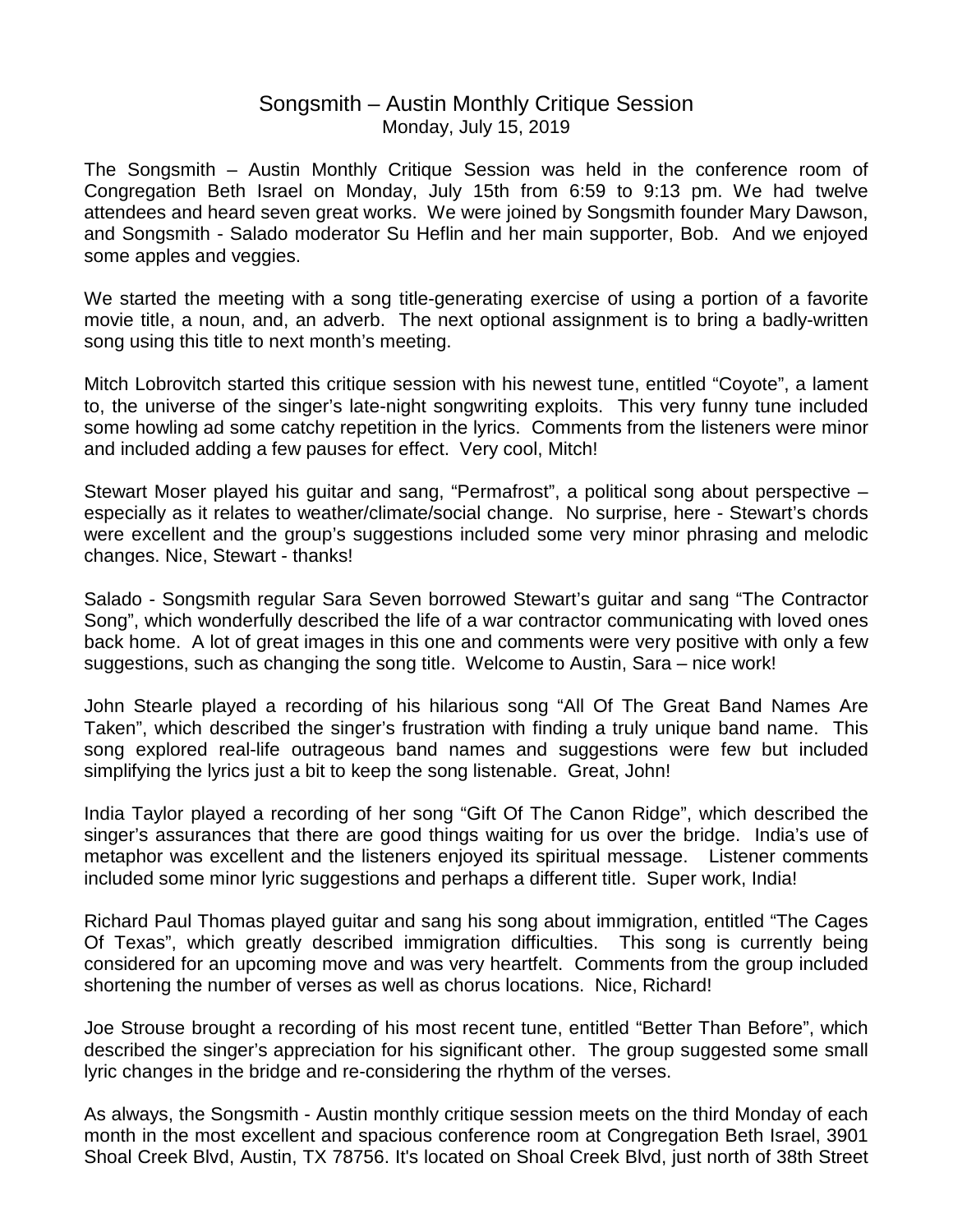# Songsmith – Austin Monthly Critique Session

Monday, July 15, 2019

The Songsmith – Austin Monthly Critique Session was held in the conference room of Congregation Beth Israel on Monday, July 15th from 6:59 to 9:13 pm. We had twelve attendees and heard seven great works. We were joined by Songsmith founder Mary Dawson, and Songsmith - Salado moderator Su Heflin and her main supporter, Bob. And we enjoyed some apples and veggies.

We started the meeting with a song title-generating exercise of using a portion of a favorite movie title, a noun, and, an adverb. The next optional assignment is to bring a badly-written song using this title to next month's meeting.

Mitch Lobrovitch started this critique session with his newest tune, entitled "Coyote", a lament to, the universe of the singer's late-night songwriting exploits. This very funny tune included some howling ad some catchy repetition in the lyrics. Comments from the listeners were minor and included adding a few pauses for effect. Very cool, Mitch!

Stewart Moser played his guitar and sang, "Permafrost", a political song about perspective – especially as it relates to weather/climate/social change. No surprise, here - Stewart's chords were excellent and the group's suggestions included some very minor phrasing and melodic changes. Nice, Stewart - thanks!

Salado - Songsmith regular Sara Seven borrowed Stewart's guitar and sang "The Contractor Song", which wonderfully described the life of a war contractor communicating with loved ones back home. A lot of great images in this one and comments were very positive with only a few suggestions, such as changing the song title. Welcome to Austin, Sara – nice work!

John Stearle played a recording of his hilarious song "All Of The Great Band Names Are Taken", which described the singer's frustration with finding a truly unique band name. This song explored real-life outrageous band names and suggestions were few but included simplifying the lyrics just a bit to keep the song listenable. Great, John!

India Taylor played a recording of her song "Gift Of The Canon Ridge", which described the singer's assurances that there are good things waiting for us over the bridge. India's use of metaphor was excellent and the listeners enjoyed its spiritual message. Listener comments included some minor lyric suggestions and perhaps a different title. Super work, India!

Richard Paul Thomas played guitar and sang his song about immigration, entitled "The Cages Of Texas", which greatly described immigration difficulties. This song is currently being considered for an upcoming move and was very heartfelt. Comments from the group included shortening the number of verses as well as chorus locations. Nice, Richard!

Joe Strouse brought a recording of his most recent tune, entitled "Better Than Before", which described the singer's appreciation for his significant other. The group suggested some small lyric changes in the bridge and re-considering the rhythm of the verses.

As always, the Songsmith - Austin monthly critique session meets on the third Monday of each month in the most excellent and spacious conference room at Congregation Beth Israel, 3901 Shoal Creek Blvd, Austin, TX 78756. It's located on Shoal Creek Blvd, just north of 38th Street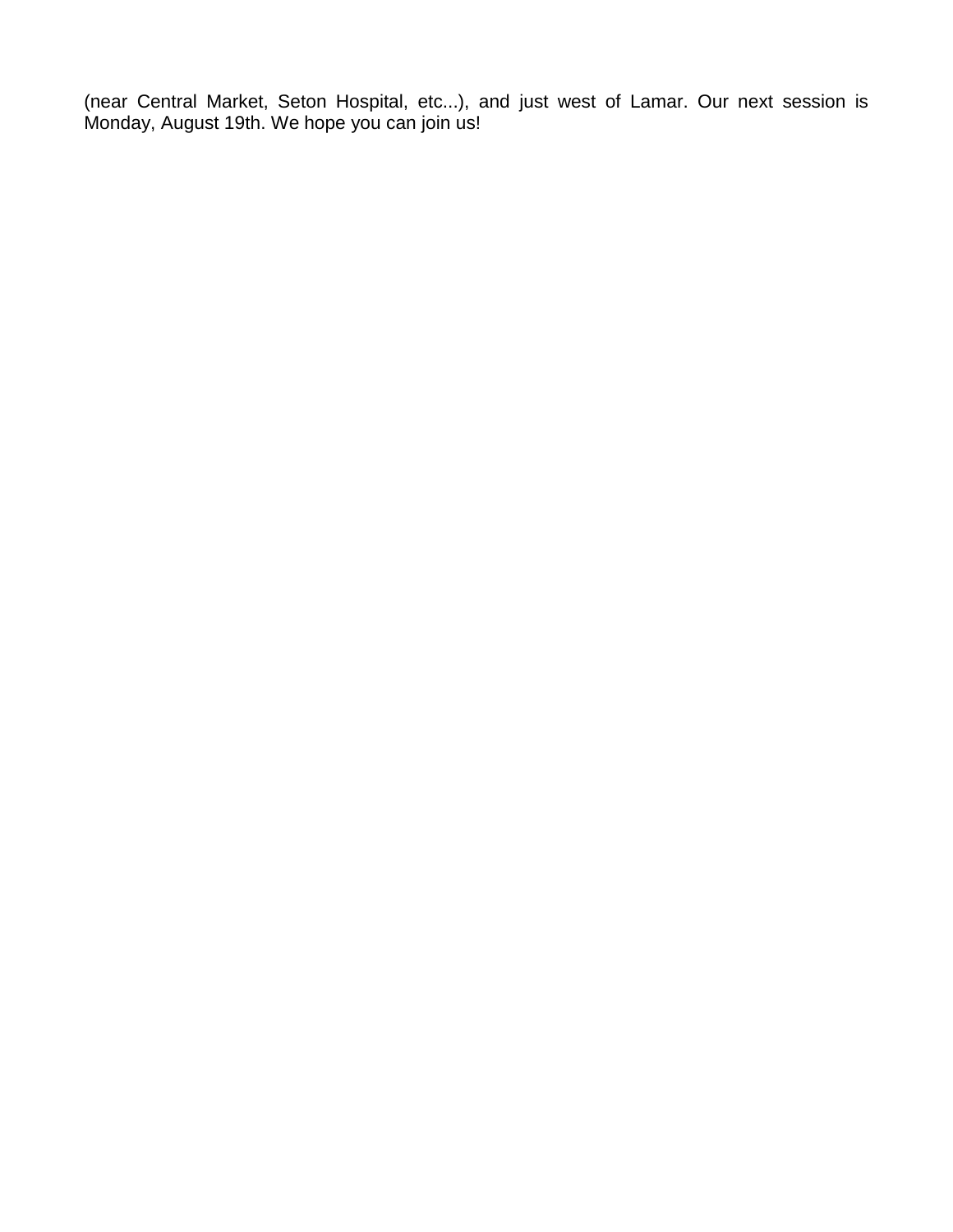(near Central Market, Seton Hospital, etc...), and just west of Lamar. Our next session is Monday, August 19th. We hope you can join us!